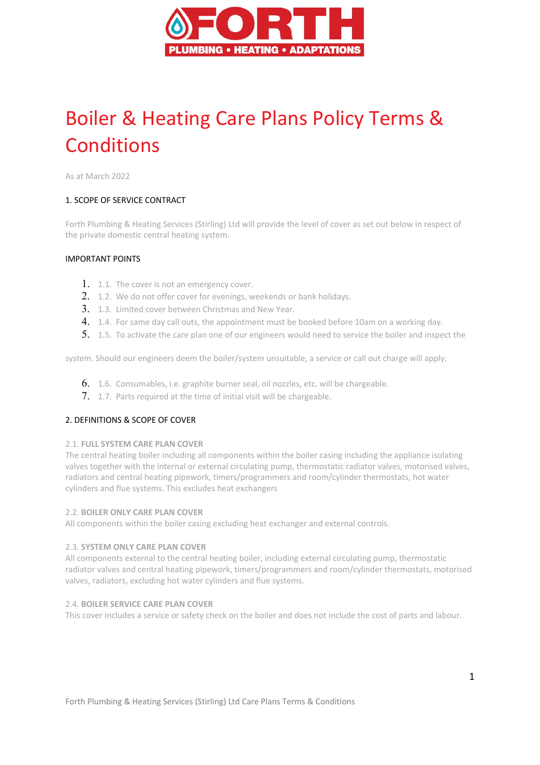FORTH

PLUMBING • HEATING • ADAPTATIONS

# Boiler & Heating Care Plans Policy Terms & Conditions

As at March 2022

## 1. SCOPE OF SERVICE CONTRACT

Forth Plumbing & Heating Services (Stirling) Ltd will provide the level of cover as set out below in respect of the private domestic central heating system.

### IMPORTANT POINTS

1. 1.1. The cover is not an emergency cover.
2. 1.2. We do not offer cover for evenings, weekends or bank holidays.
3. 1.3. Limited cover between Christmas and New Year.
4. 1.4. For same day call outs, the appointment must be booked before 10am on a working day.
5. 1.5. To activate the care plan one of our engineers would need to service the boiler and inspect the

system. Should our engineers deem the boiler/system unsuitable, a service or call out charge will apply.

6. 1.6. Consumables, i.e. graphite burner seal, oil nozzles, etc. will be chargeable.
7. 1.7. Parts required at the time of initial visit will be chargeable.

## 2. DEFINITIONS & SCOPE OF COVER

2.1. **FULL SYSTEM CARE PLAN COVER**

The central heating boiler including all components within the boiler casing including the appliance isolating valves together with the internal or external circulating pump, thermostatic radiator valves, motorised valves, radiators and central heating pipework, timers/programmers and room/cylinder thermostats, hot water cylinders and flue systems. This excludes heat exchangers

2.2. **BOILER ONLY CARE PLAN COVER**

All components within the boiler casing excluding heat exchanger and external controls.

2.3. **SYSTEM ONLY CARE PLAN COVER**

All components external to the central heating boiler, including external circulating pump, thermostatic radiator valves and central heating pipework, timers/programmers and room/cylinder thermostats, motorised valves, radiators, excluding hot water cylinders and flue systems.

2.4. **BOILER SERVICE CARE PLAN COVER**

This cover includes a service or safety check on the boiler and does not include the cost of parts and labour.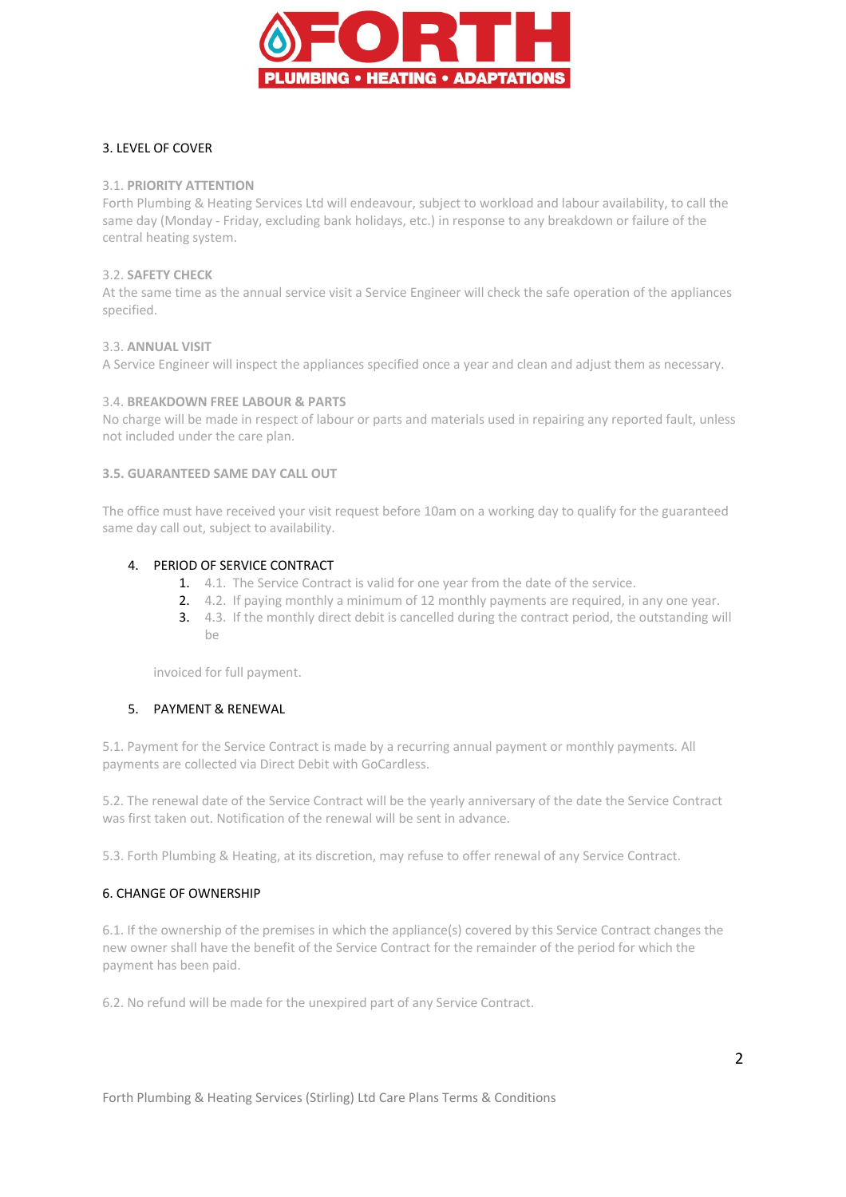## 3. LEVEL OF COVER

3.1. **PRIORITY ATTENTION**
Forth Plumbing & Heating Services Ltd will endeavour, subject to workload and labour availability, to call the same day (Monday - Friday, excluding bank holidays, etc.) in response to any breakdown or failure of the central heating system.

3.2. **SAFETY CHECK**
At the same time as the annual service visit a Service Engineer will check the safe operation of the appliances specified.

3.3. **ANNUAL VISIT**
A Service Engineer will inspect the appliances specified once a year and clean and adjust them as necessary.

3.4. **BREAKDOWN FREE LABOUR & PARTS**
No charge will be made in respect of labour or parts and materials used in repairing any reported fault, unless not included under the care plan.

**3.5. GUARANTEED SAME DAY CALL OUT**

The office must have received your visit request before 10am on a working day to qualify for the guaranteed same day call out, subject to availability.

## 4. PERIOD OF SERVICE CONTRACT

1. 4.1. The Service Contract is valid for one year from the date of the service.
2. 4.2. If paying monthly a minimum of 12 monthly payments are required, in any one year.
3. 4.3. If the monthly direct debit is cancelled during the contract period, the outstanding will be

invoiced for full payment.

## 5. PAYMENT & RENEWAL

5.1. Payment for the Service Contract is made by a recurring annual payment or monthly payments. All payments are collected via Direct Debit with GoCardless.

5.2. The renewal date of the Service Contract will be the yearly anniversary of the date the Service Contract was first taken out. Notification of the renewal will be sent in advance.

5.3. Forth Plumbing & Heating, at its discretion, may refuse to offer renewal of any Service Contract.

## 6. CHANGE OF OWNERSHIP

6.1. If the ownership of the premises in which the appliance(s) covered by this Service Contract changes the new owner shall have the benefit of the Service Contract for the remainder of the period for which the payment has been paid.

6.2. No refund will be made for the unexpired part of any Service Contract.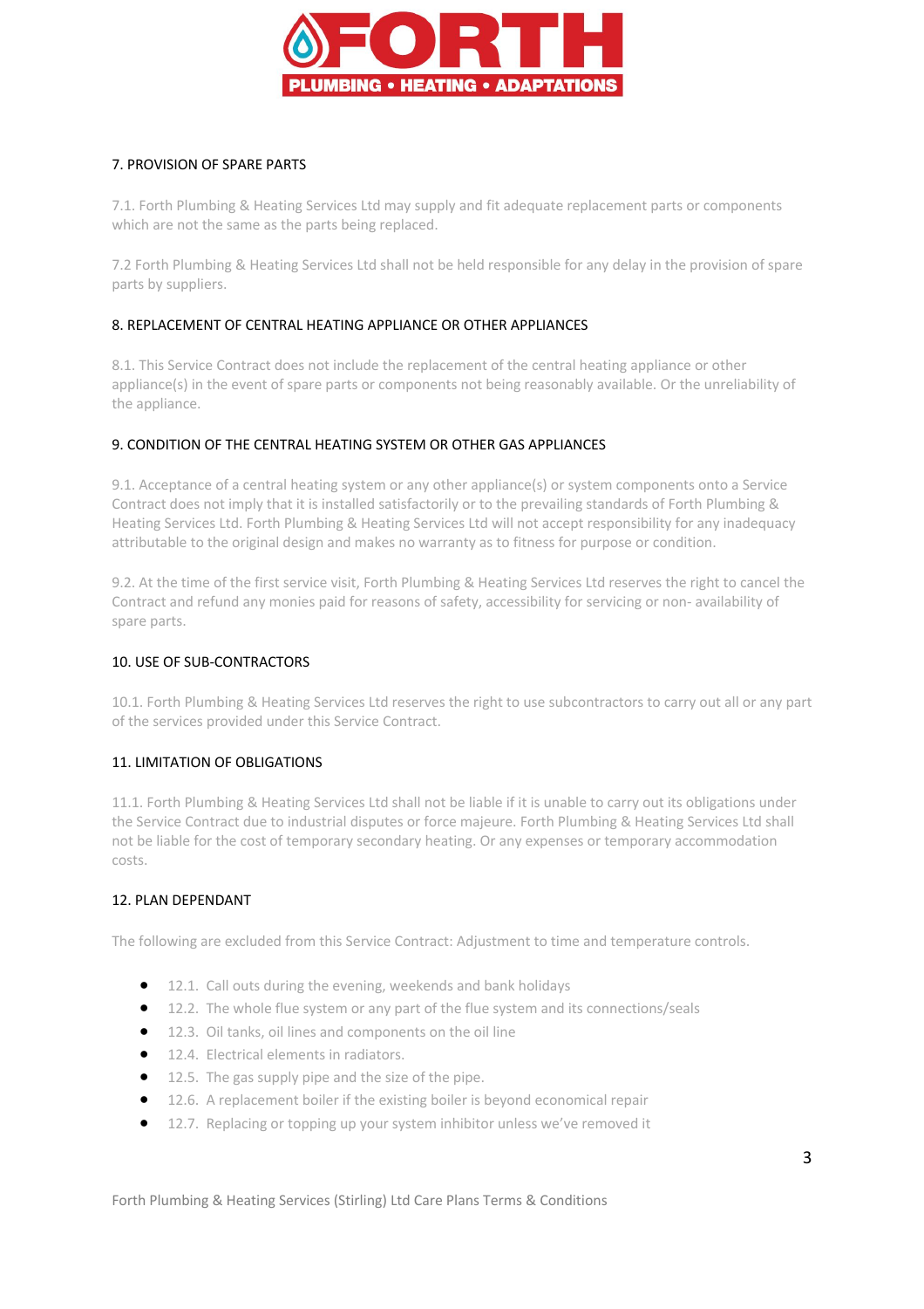## 7. PROVISION OF SPARE PARTS

7.1. Forth Plumbing & Heating Services Ltd may supply and fit adequate replacement parts or components which are not the same as the parts being replaced.

7.2 Forth Plumbing & Heating Services Ltd shall not be held responsible for any delay in the provision of spare parts by suppliers.

## 8. REPLACEMENT OF CENTRAL HEATING APPLIANCE OR OTHER APPLIANCES

8.1. This Service Contract does not include the replacement of the central heating appliance or other appliance(s) in the event of spare parts or components not being reasonably available. Or the unreliability of the appliance.

## 9. CONDITION OF THE CENTRAL HEATING SYSTEM OR OTHER GAS APPLIANCES

9.1. Acceptance of a central heating system or any other appliance(s) or system components onto a Service Contract does not imply that it is installed satisfactorily or to the prevailing standards of Forth Plumbing & Heating Services Ltd. Forth Plumbing & Heating Services Ltd will not accept responsibility for any inadequacy attributable to the original design and makes no warranty as to fitness for purpose or condition.

9.2. At the time of the first service visit, Forth Plumbing & Heating Services Ltd reserves the right to cancel the Contract and refund any monies paid for reasons of safety, accessibility for servicing or non- availability of spare parts.

## 10. USE OF SUB-CONTRACTORS

10.1. Forth Plumbing & Heating Services Ltd reserves the right to use subcontractors to carry out all or any part of the services provided under this Service Contract.

## 11. LIMITATION OF OBLIGATIONS

11.1. Forth Plumbing & Heating Services Ltd shall not be liable if it is unable to carry out its obligations under the Service Contract due to industrial disputes or force majeure. Forth Plumbing & Heating Services Ltd shall not be liable for the cost of temporary secondary heating. Or any expenses or temporary accommodation costs.

## 12. PLAN DEPENDANT

The following are excluded from this Service Contract: Adjustment to time and temperature controls.

- 12.1. Call outs during the evening, weekends and bank holidays
- 12.2. The whole flue system or any part of the flue system and its connections/seals
- 12.3. Oil tanks, oil lines and components on the oil line
- 12.4. Electrical elements in radiators.
- 12.5. The gas supply pipe and the size of the pipe.
- 12.6. A replacement boiler if the existing boiler is beyond economical repair
- 12.7. Replacing or topping up your system inhibitor unless we've removed it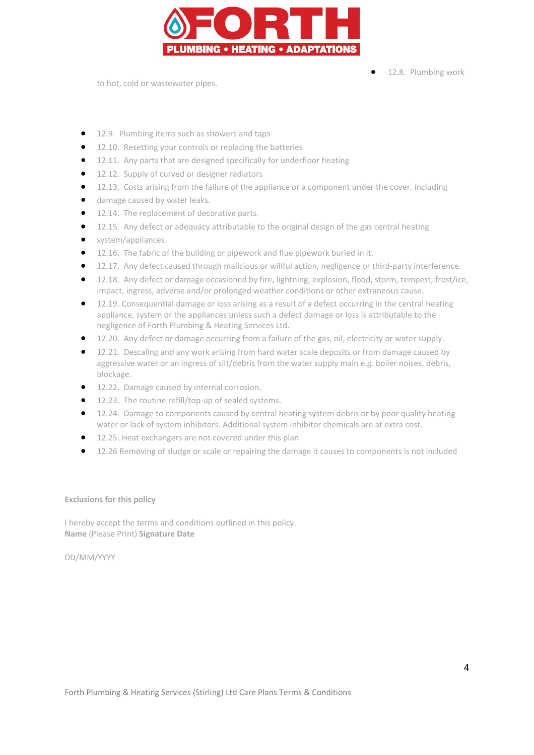- 12.8. Plumbing work to hot, cold or wastewater pipes.

- 12.9. Plumbing items such as showers and taps
- 12.10. Resetting your controls or replacing the batteries
- 12.11. Any parts that are designed specifically for underfloor heating
- 12.12. Supply of curved or designer radiators
- 12.13. Costs arising from the failure of the appliance or a component under the cover, including
- damage caused by water leaks.
- 12.14. The replacement of decorative parts.
- 12.15. Any defect or adequacy attributable to the original design of the gas central heating
- system/appliances.
- 12.16. The fabric of the building or pipework and flue pipework buried in it.
- 12.17. Any defect caused through malicious or willful action, negligence or third-party interference.
- 12.18. Any defect or damage occasioned by fire, lightning, explosion, flood, storm, tempest, frost/ice, impact, ingress, adverse and/or prolonged weather conditions or other extraneous cause.
- 12.19. Consequential damage or loss arising as a result of a defect occurring in the central heating appliance, system or the appliances unless such a defect damage or loss is attributable to the negligence of Forth Plumbing & Heating Services Ltd.
- 12.20. Any defect or damage occurring from a failure of the gas, oil, electricity or water supply.
- 12.21. Descaling and any work arising from hard water scale deposits or from damage caused by aggressive water or an ingress of silt/debris from the water supply main e.g. boiler noises, debris, blockage.
- 12.22. Damage caused by internal corrosion.
- 12.23. The routine refill/top-up of sealed systems.
- 12.24. Damage to components caused by central heating system debris or by poor quality heating water or lack of system inhibitors. Additional system inhibitor chemicals are at extra cost.
- 12.25. Heat exchangers are not covered under this plan
- 12.26 Removing of sludge or scale or repairing the damage it causes to components is not included

**Exclusions for this policy**

I hereby accept the terms and conditions outlined in this policy.
**Name** (Please Print) **Signature Date**

DD/MM/YYYY